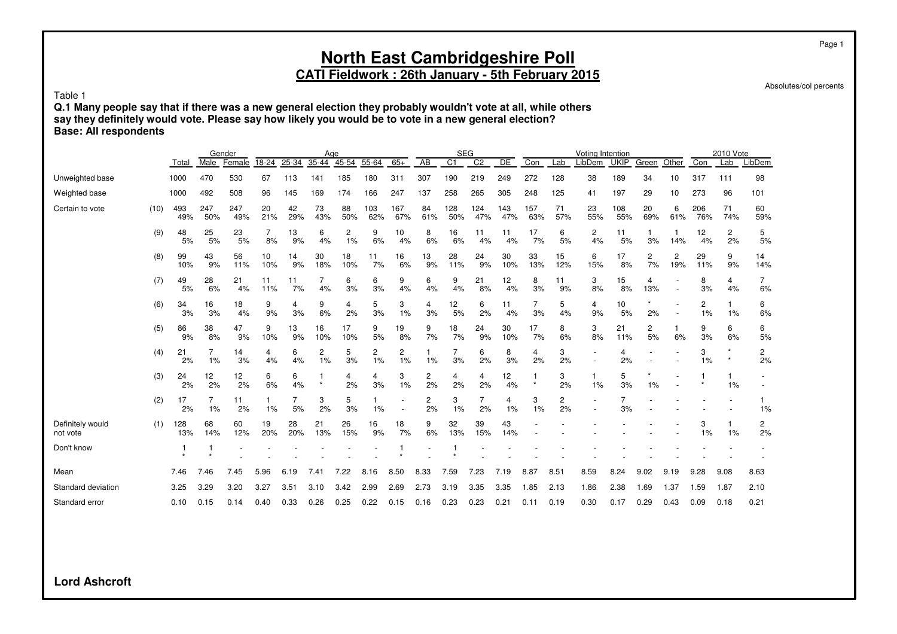# North East Cambridgeshire Poll

## CATI Fieldwork : 26th January - 5th February 2015

Absolutes/col percents

Table 1

**Q.1 Many people say that if there was a new general election they probably wouldn't vote at all, while others say they definitely would vote. Please say how likely you would be to vote in a new general election?**
**Base: All respondents**

| | | | Gender | | Age | | | | | | SEG | | | | Voting Intention | | | | | | 2010 Vote | | |
|---|---|---|---|---|---|---|---|---|---|---|---|---|---|---|---|---|---|---|---|---|---|---|---|
| | | Total | Male | Female | 18-24 | 25-34 | 35-44 | 45-54 | 55-64 | 65+ | AB | C1 | C2 | DE | Con | Lab | LibDem | UKIP | Green | Other | Con | Lab | LibDem |
| Unweighted base | | 1000 | 470 | 530 | 67 | 113 | 141 | 185 | 180 | 311 | 307 | 190 | 219 | 249 | 272 | 128 | 38 | 189 | 34 | 10 | 317 | 111 | 98 |
| Weighted base | | 1000 | 492 | 508 | 96 | 145 | 169 | 174 | 166 | 247 | 137 | 258 | 265 | 305 | 248 | 125 | 41 | 197 | 29 | 10 | 273 | 96 | 101 |
| Certain to vote | (10) | 493 | 247 | 247 | 20 | 42 | 73 | 88 | 103 | 167 | 84 | 128 | 124 | 143 | 157 | 71 | 23 | 108 | 20 | 6 | 206 | 71 | 60 |
| | | 49% | 50% | 49% | 21% | 29% | 43% | 50% | 62% | 67% | 61% | 50% | 47% | 47% | 63% | 57% | 55% | 55% | 69% | 61% | 76% | 74% | 59% |
| | (9) | 48 | 25 | 23 | 7 | 13 | 6 | 2 | 9 | 10 | 8 | 16 | 11 | 11 | 17 | 6 | 2 | 11 | 1 | 1 | 12 | 2 | 5 |
| | | 5% | 5% | 5% | 8% | 9% | 4% | 1% | 6% | 4% | 6% | 6% | 4% | 4% | 7% | 5% | 4% | 5% | 3% | 14% | 4% | 2% | 5% |
| | (8) | 99 | 43 | 56 | 10 | 14 | 30 | 18 | 11 | 16 | 13 | 28 | 24 | 30 | 33 | 15 | 6 | 17 | 2 | 2 | 29 | 9 | 14 |
| | | 10% | 9% | 11% | 10% | 9% | 18% | 10% | 7% | 6% | 9% | 11% | 9% | 10% | 13% | 12% | 15% | 8% | 7% | 19% | 11% | 9% | 14% |
| | (7) | 49 | 28 | 21 | 11 | 11 | 7 | 6 | 6 | 9 | 6 | 9 | 21 | 12 | 8 | 11 | 3 | 15 | 4 | - | 8 | 4 | 7 |
| | | 5% | 6% | 4% | 11% | 7% | 4% | 3% | 3% | 4% | 4% | 4% | 8% | 4% | 3% | 9% | 8% | 8% | 13% | - | 3% | 4% | 6% |
| | (6) | 34 | 16 | 18 | 9 | 4 | 9 | 4 | 5 | 3 | 4 | 12 | 6 | 11 | 7 | 5 | 4 | 10 | * | - | 2 | 1 | 6 |
| | | 3% | 3% | 4% | 9% | 3% | 6% | 2% | 3% | 1% | 3% | 5% | 2% | 4% | 3% | 4% | 9% | 5% | 2% | - | 1% | 1% | 6% |
| | (5) | 86 | 38 | 47 | 9 | 13 | 16 | 17 | 9 | 19 | 9 | 18 | 24 | 30 | 17 | 8 | 3 | 21 | 2 | 1 | 9 | 6 | 6 |
| | | 9% | 8% | 9% | 10% | 9% | 10% | 10% | 5% | 8% | 7% | 7% | 9% | 10% | 7% | 6% | 8% | 11% | 5% | 6% | 3% | 6% | 5% |
| | (4) | 21 | 7 | 14 | 4 | 6 | 2 | 5 | 2 | 2 | 1 | 7 | 6 | 8 | 4 | 3 | - | 4 | - | - | 3 | * | 2 |
| | | 2% | 1% | 3% | 4% | 4% | 1% | 3% | 1% | 1% | 1% | 3% | 2% | 3% | 2% | 2% | - | 2% | - | - | 1% | * | 2% |
| | (3) | 24 | 12 | 12 | 6 | 6 | 1 | 4 | 4 | 3 | 2 | 4 | 4 | 12 | 1 | 3 | 1 | 5 | * | - | 1 | 1 | - |
| | | 2% | 2% | 2% | 6% | 4% | * | 2% | 3% | 1% | 2% | 2% | 2% | 4% | * | 2% | 1% | 3% | 1% | - | * | 1% | - |
| | (2) | 17 | 7 | 11 | 1 | 7 | 3 | 5 | 1 | - | 2 | 3 | 7 | 4 | 3 | 2 | - | 7 | - | - | - | - | 1 |
| | | 2% | 1% | 2% | 1% | 5% | 2% | 3% | 1% | - | 2% | 1% | 2% | 1% | 1% | 2% | - | 3% | - | - | - | - | 1% |
| Definitely would not vote | (1) | 128 | 68 | 60 | 19 | 28 | 21 | 26 | 16 | 18 | 9 | 32 | 39 | 43 | - | - | - | - | - | - | 3 | 1 | 2 |
| | | 13% | 14% | 12% | 20% | 20% | 13% | 15% | 9% | 7% | 6% | 13% | 15% | 14% | - | - | - | - | - | - | 1% | 1% | 2% |
| Don't know | | 1 | 1 | - | - | - | - | - | - | 1 | - | 1 | - | - | - | - | - | - | - | - | - | - | - |
| | | * | * | - | - | - | - | - | - | * | - | * | - | - | - | - | - | - | - | - | - | - | - |
| Mean | | 7.46 | 7.46 | 7.45 | 5.96 | 6.19 | 7.41 | 7.22 | 8.16 | 8.50 | 8.33 | 7.59 | 7.23 | 7.19 | 8.87 | 8.51 | 8.59 | 8.24 | 9.02 | 9.19 | 9.28 | 9.08 | 8.63 |
| Standard deviation | | 3.25 | 3.29 | 3.20 | 3.27 | 3.51 | 3.10 | 3.42 | 2.99 | 2.69 | 2.73 | 3.19 | 3.35 | 3.35 | 1.85 | 2.13 | 1.86 | 2.38 | 1.69 | 1.37 | 1.59 | 1.87 | 2.10 |
| Standard error | | 0.10 | 0.15 | 0.14 | 0.40 | 0.33 | 0.26 | 0.25 | 0.22 | 0.15 | 0.16 | 0.23 | 0.23 | 0.21 | 0.11 | 0.19 | 0.30 | 0.17 | 0.29 | 0.43 | 0.09 | 0.18 | 0.21 |

**Lord Ashcroft**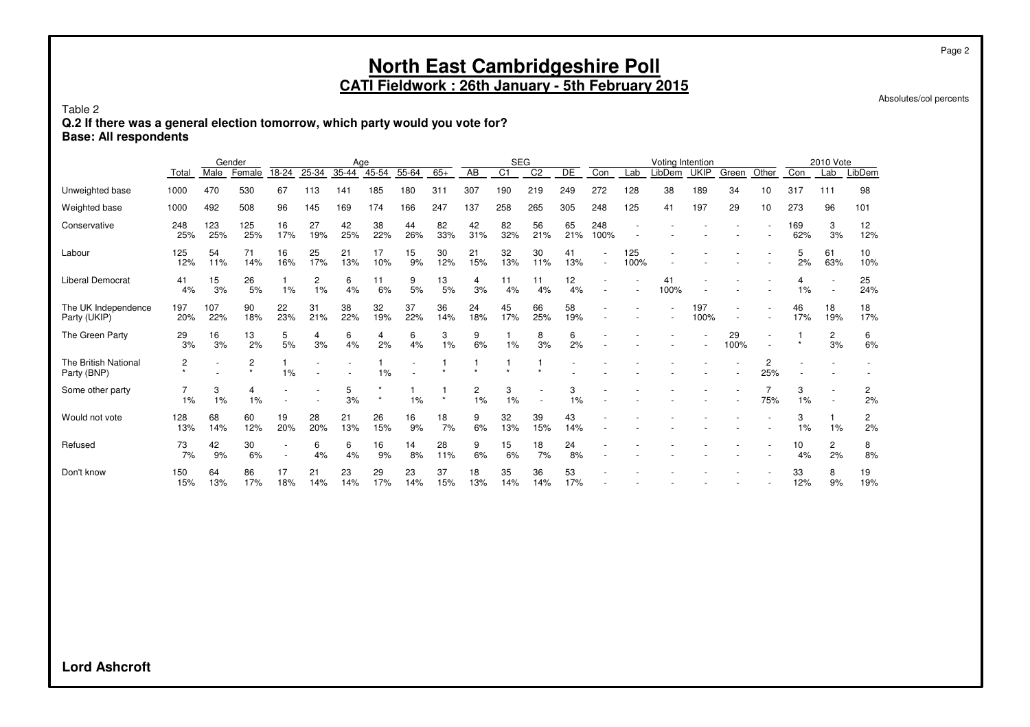# North East Cambridgeshire Poll

## CATI Fieldwork : 26th January - 5th February 2015

Absolutes/col percents

Table 2

**Q.2 If there was a general election tomorrow, which party would you vote for?**

**Base: All respondents**

| | | Gender | | Age | | | | | | SEG | | | | Voting Intention | | | | | | 2010 Vote | | |
|---|---|---|---|---|---|---|---|---|---|---|---|---|---|---|---|---|---|---|---|---|---|---|
| | Total | Male | Female | 18-24 | 25-34 | 35-44 | 45-54 | 55-64 | 65+ | AB | C1 | C2 | DE | Con | Lab | LibDem | UKIP | Green | Other | Con | Lab | LibDem |
| Unweighted base | 1000 | 470 | 530 | 67 | 113 | 141 | 185 | 180 | 311 | 307 | 190 | 219 | 249 | 272 | 128 | 38 | 189 | 34 | 10 | 317 | 111 | 98 |
| Weighted base | 1000 | 492 | 508 | 96 | 145 | 169 | 174 | 166 | 247 | 137 | 258 | 265 | 305 | 248 | 125 | 41 | 197 | 29 | 10 | 273 | 96 | 101 |
| Conservative | 248 | 123 | 125 | 16 | 27 | 42 | 38 | 44 | 82 | 42 | 82 | 56 | 65 | 248 | - | - | - | - | - | 169 | 3 | 12 |
| | 25% | 25% | 25% | 17% | 19% | 25% | 22% | 26% | 33% | 31% | 32% | 21% | 21% | 100% | - | - | - | - | - | 62% | 3% | 12% |
| Labour | 125 | 54 | 71 | 16 | 25 | 21 | 17 | 15 | 30 | 21 | 32 | 30 | 41 | - | 125 | - | - | - | - | 5 | 61 | 10 |
| | 12% | 11% | 14% | 16% | 17% | 13% | 10% | 9% | 12% | 15% | 13% | 11% | 13% | - | 100% | - | - | - | - | 2% | 63% | 10% |
| Liberal Democrat | 41 | 15 | 26 | 1 | 2 | 6 | 11 | 9 | 13 | 4 | 11 | 11 | 12 | - | - | 41 | - | - | - | 4 | - | 25 |
| | 4% | 3% | 5% | 1% | 1% | 4% | 6% | 5% | 5% | 3% | 4% | 4% | 4% | - | - | 100% | - | - | - | 1% | - | 24% |
| The UK Independence Party (UKIP) | 197 | 107 | 90 | 22 | 31 | 38 | 32 | 37 | 36 | 24 | 45 | 66 | 58 | - | - | - | 197 | - | - | 46 | 18 | 18 |
| | 20% | 22% | 18% | 23% | 21% | 22% | 19% | 22% | 14% | 18% | 17% | 25% | 19% | - | - | - | 100% | - | - | 17% | 19% | 17% |
| The Green Party | 29 | 16 | 13 | 5 | 4 | 6 | 4 | 6 | 3 | 9 | 1 | 8 | 6 | - | - | - | - | 29 | - | 1 | 2 | 6 |
| | 3% | 3% | 2% | 5% | 3% | 4% | 2% | 4% | 1% | 6% | 1% | 3% | 2% | - | - | - | - | 100% | - | * | 3% | 6% |
| The British National Party (BNP) | 2 | - | 2 | 1 | - | - | 1 | - | 1 | 1 | 1 | 1 | - | - | - | - | - | - | 2 | - | - | - |
| | * | - | * | 1% | - | - | 1% | - | * | * | * | * | - | - | - | - | - | - | 25% | - | - | - |
| Some other party | 7 | 3 | 4 | - | - | 5 | * | 1 | 1 | 2 | 3 | - | 3 | - | - | - | - | - | 7 | 3 | - | 2 |
| | 1% | 1% | 1% | - | - | 3% | * | 1% | * | 1% | 1% | - | 1% | - | - | - | - | - | 75% | 1% | - | 2% |
| Would not vote | 128 | 68 | 60 | 19 | 28 | 21 | 26 | 16 | 18 | 9 | 32 | 39 | 43 | - | - | - | - | - | - | 3 | 1 | 2 |
| | 13% | 14% | 12% | 20% | 20% | 13% | 15% | 9% | 7% | 6% | 13% | 15% | 14% | - | - | - | - | - | - | 1% | 1% | 2% |
| Refused | 73 | 42 | 30 | - | 6 | 6 | 16 | 14 | 28 | 9 | 15 | 18 | 24 | - | - | - | - | - | - | 10 | 2 | 8 |
| | 7% | 9% | 6% | - | 4% | 4% | 9% | 8% | 11% | 6% | 6% | 7% | 8% | - | - | - | - | - | - | 4% | 2% | 8% |
| Don't know | 150 | 64 | 86 | 17 | 21 | 23 | 29 | 23 | 37 | 18 | 35 | 36 | 53 | - | - | - | - | - | - | 33 | 8 | 19 |
| | 15% | 13% | 17% | 18% | 14% | 14% | 17% | 14% | 15% | 13% | 14% | 14% | 17% | - | - | - | - | - | - | 12% | 9% | 19% |

**Lord Ashcroft**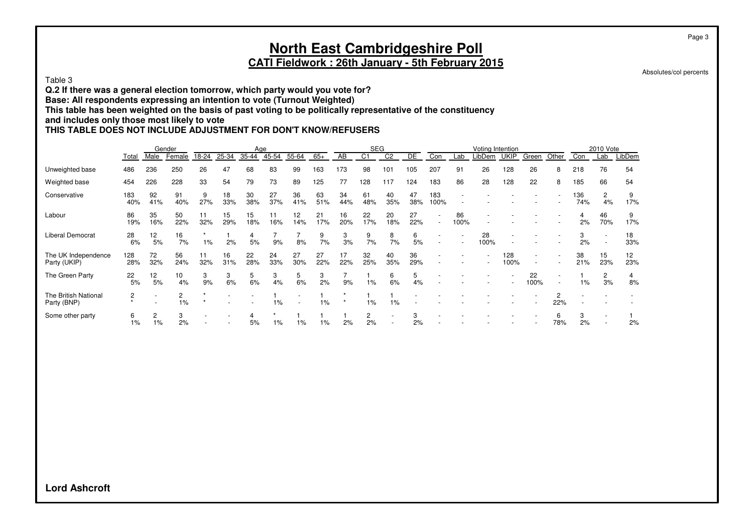# North East Cambridgeshire Poll

## CATI Fieldwork : 26th January - 5th February 2015

Absolutes/col percents

Table 3

**Q.2 If there was a general election tomorrow, which party would you vote for?**
**Base: All respondents expressing an intention to vote (Turnout Weighted)**
**This table has been weighted on the basis of past voting to be politically representative of the constituency and includes only those most likely to vote**
**THIS TABLE DOES NOT INCLUDE ADJUSTMENT FOR DON'T KNOW/REFUSERS**

| | | Gender | | Age | | | | | | SEG | | | | Voting Intention | | | | | | 2010 Vote | | |
|---|---|---|---|---|---|---|---|---|---|---|---|---|---|---|---|---|---|---|---|---|---|---|
| | Total | Male | Female | 18-24 | 25-34 | 35-44 | 45-54 | 55-64 | 65+ | AB | C1 | C2 | DE | Con | Lab | LibDem | UKIP | Green | Other | Con | Lab | LibDem |
| Unweighted base | 486 | 236 | 250 | 26 | 47 | 68 | 83 | 99 | 163 | 173 | 98 | 101 | 105 | 207 | 91 | 26 | 128 | 26 | 8 | 218 | 76 | 54 |
| Weighted base | 454 | 226 | 228 | 33 | 54 | 79 | 73 | 89 | 125 | 77 | 128 | 117 | 124 | 183 | 86 | 28 | 128 | 22 | 8 | 185 | 66 | 54 |
| Conservative | 183 | 92 | 91 | 9 | 18 | 30 | 27 | 36 | 63 | 34 | 61 | 40 | 47 | 183 | - | - | - | - | - | 136 | 2 | 9 |
| | 40% | 41% | 40% | 27% | 33% | 38% | 37% | 41% | 51% | 44% | 48% | 35% | 38% | 100% | - | - | - | - | - | 74% | 4% | 17% |
| Labour | 86 | 35 | 50 | 11 | 15 | 15 | 11 | 12 | 21 | 16 | 22 | 20 | 27 | - | 86 | - | - | - | - | 4 | 46 | 9 |
| | 19% | 16% | 22% | 32% | 29% | 18% | 16% | 14% | 17% | 20% | 17% | 18% | 22% | - | 100% | - | - | - | - | 2% | 70% | 17% |
| Liberal Democrat | 28 | 12 | 16 | * | 1 | 4 | 7 | 7 | 9 | 3 | 9 | 8 | 6 | - | - | 28 | - | - | - | 3 | - | 18 |
| | 6% | 5% | 7% | 1% | 2% | 5% | 9% | 8% | 7% | 3% | 7% | 7% | 5% | - | - | 100% | - | - | - | 2% | - | 33% |
| The UK Independence Party (UKIP) | 128 | 72 | 56 | 11 | 16 | 22 | 24 | 27 | 27 | 17 | 32 | 40 | 36 | - | - | - | 128 | - | - | 38 | 15 | 12 |
| | 28% | 32% | 24% | 32% | 31% | 28% | 33% | 30% | 22% | 22% | 25% | 35% | 29% | - | - | - | 100% | - | - | 21% | 23% | 23% |
| The Green Party | 22 | 12 | 10 | 3 | 3 | 5 | 3 | 5 | 3 | 7 | 1 | 6 | 5 | - | - | - | - | 22 | - | 1 | 2 | 4 |
| | 5% | 5% | 4% | 9% | 6% | 6% | 4% | 6% | 2% | 9% | 1% | 6% | 4% | - | - | - | - | 100% | - | 1% | 3% | 8% |
| The British National Party (BNP) | 2 | - | 2 | * | - | - | 1 | - | 1 | * | 1 | 1 | - | - | - | - | - | - | 2 | - | - | - |
| | * | - | 1% | * | - | - | 1% | - | 1% | * | 1% | 1% | - | - | - | - | - | - | 22% | - | - | - |
| Some other party | 6 | 2 | 3 | - | - | 4 | * | 1 | 1 | 1 | 2 | - | 3 | - | - | - | - | - | 6 | 3 | - | 1 |
| | 1% | 1% | 2% | - | - | 5% | 1% | 1% | 1% | 2% | 2% | - | 2% | - | - | - | - | - | 78% | 2% | - | 2% |

**Lord Ashcroft**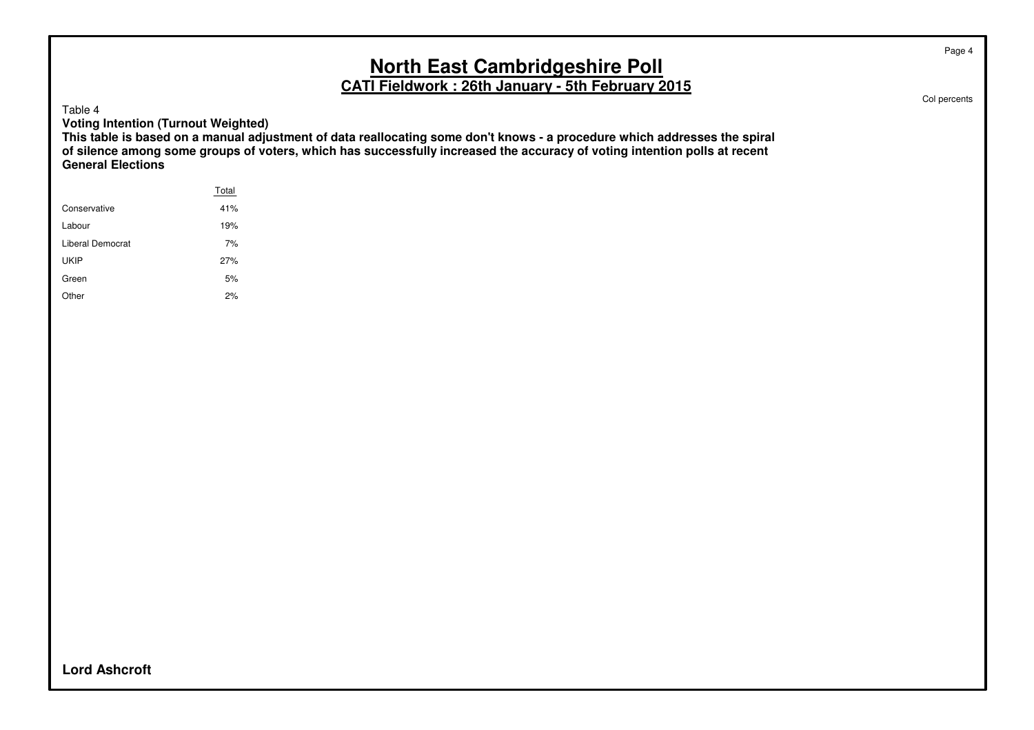# North East Cambridgeshire Poll

## CATI Fieldwork : 26th January - 5th February 2015

Col percents

Table 4

**Voting Intention (Turnout Weighted)**

**This table is based on a manual adjustment of data reallocating some don't knows - a procedure which addresses the spiral of silence among some groups of voters, which has successfully increased the accuracy of voting intention polls at recent General Elections**

| | Total |
|---|---|
| Conservative | 41% |
| Labour | 19% |
| Liberal Democrat | 7% |
| UKIP | 27% |
| Green | 5% |
| Other | 2% |

**Lord Ashcroft**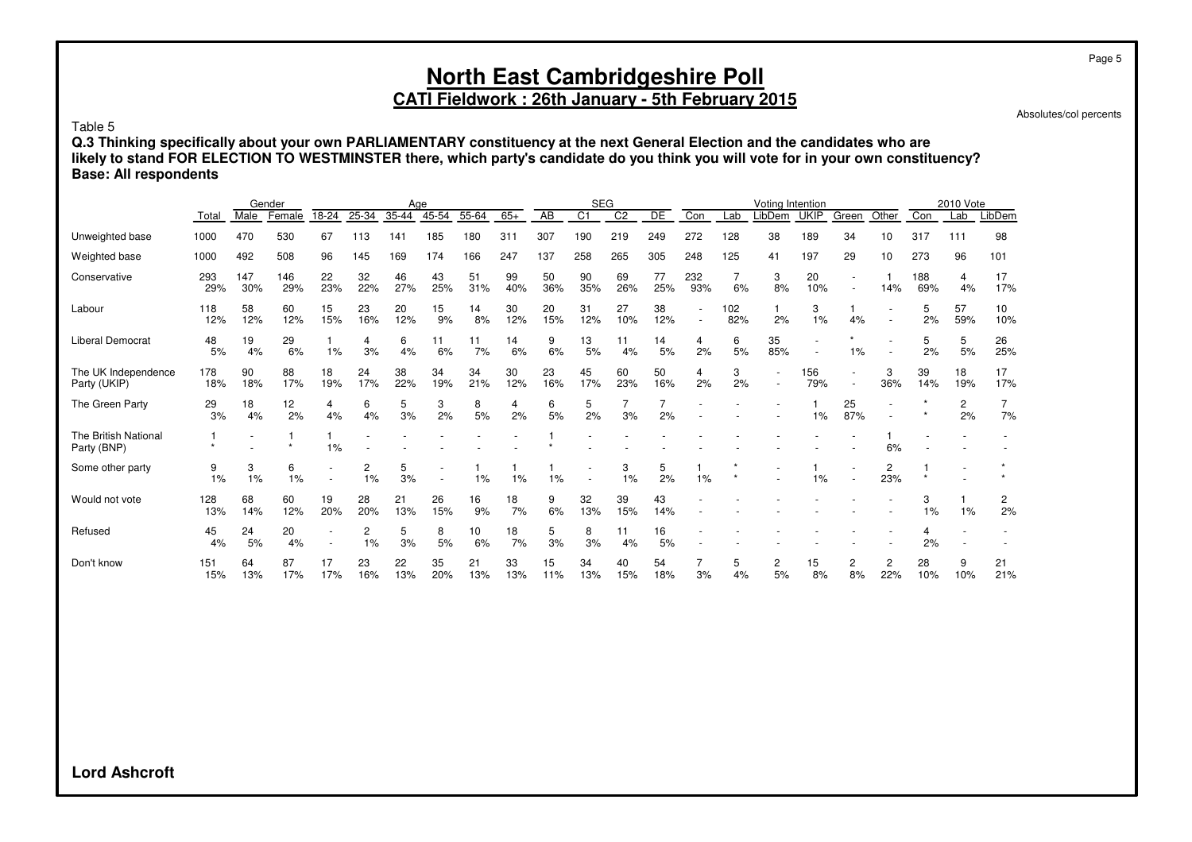# North East Cambridgeshire Poll

## CATI Fieldwork : 26th January - 5th February 2015

Absolutes/col percents

Table 5

**Q.3 Thinking specifically about your own PARLIAMENTARY constituency at the next General Election and the candidates who are likely to stand FOR ELECTION TO WESTMINSTER there, which party's candidate do you think you will vote for in your own constituency?**
**Base: All respondents**

| | | Gender | | Age | | | | | | SEG | | | | Voting Intention | | | | | | 2010 Vote | | |
|---|---|---|---|---|---|---|---|---|---|---|---|---|---|---|---|---|---|---|---|---|---|---|
| | Total | Male | Female | 18-24 | 25-34 | 35-44 | 45-54 | 55-64 | 65+ | AB | C1 | C2 | DE | Con | Lab | LibDem | UKIP | Green | Other | Con | Lab | LibDem |
| Unweighted base | 1000 | 470 | 530 | 67 | 113 | 141 | 185 | 180 | 311 | 307 | 190 | 219 | 249 | 272 | 128 | 38 | 189 | 34 | 10 | 317 | 111 | 98 |
| Weighted base | 1000 | 492 | 508 | 96 | 145 | 169 | 174 | 166 | 247 | 137 | 258 | 265 | 305 | 248 | 125 | 41 | 197 | 29 | 10 | 273 | 96 | 101 |
| Conservative | 293 | 147 | 146 | 22 | 32 | 46 | 43 | 51 | 99 | 50 | 90 | 69 | 77 | 232 | 7 | 3 | 20 | - | 1 | 188 | 4 | 17 |
| | 29% | 30% | 29% | 23% | 22% | 27% | 25% | 31% | 40% | 36% | 35% | 26% | 25% | 93% | 6% | 8% | 10% | - | 14% | 69% | 4% | 17% |
| Labour | 118 | 58 | 60 | 15 | 23 | 20 | 15 | 14 | 30 | 20 | 31 | 27 | 38 | - | 102 | 1 | 3 | 1 | - | 5 | 57 | 10 |
| | 12% | 12% | 12% | 15% | 16% | 12% | 9% | 8% | 12% | 15% | 12% | 10% | 12% | - | 82% | 2% | 1% | 4% | - | 2% | 59% | 10% |
| Liberal Democrat | 48 | 19 | 29 | 1 | 4 | 6 | 11 | 11 | 14 | 9 | 13 | 11 | 14 | 4 | 6 | 35 | - | * | - | 5 | 5 | 26 |
| | 5% | 4% | 6% | 1% | 3% | 4% | 6% | 7% | 6% | 6% | 5% | 4% | 5% | 2% | 5% | 85% | - | 1% | - | 2% | 5% | 25% |
| The UK Independence Party (UKIP) | 178 | 90 | 88 | 18 | 24 | 38 | 34 | 34 | 30 | 23 | 45 | 60 | 50 | 4 | 3 | - | 156 | - | 3 | 39 | 18 | 17 |
| | 18% | 18% | 17% | 19% | 17% | 22% | 19% | 21% | 12% | 16% | 17% | 23% | 16% | 2% | 2% | - | 79% | - | 36% | 14% | 19% | 17% |
| The Green Party | 29 | 18 | 12 | 4 | 6 | 5 | 3 | 8 | 4 | 6 | 5 | 7 | 7 | - | - | - | 1 | 25 | - | * | 2 | 7 |
| | 3% | 4% | 2% | 4% | 4% | 3% | 2% | 5% | 2% | 5% | 2% | 3% | 2% | - | - | - | 1% | 87% | - | * | 2% | 7% |
| The British National Party (BNP) | 1 | - | 1 | 1 | - | - | - | - | - | 1 | - | - | - | - | - | - | - | - | 1 | - | - | - |
| | * | - | * | 1% | - | - | - | - | - | * | - | - | - | - | - | - | - | - | 6% | - | - | - |
| Some other party | 9 | 3 | 6 | - | 2 | 5 | - | 1 | 1 | 1 | - | 3 | 5 | 1 | * | - | 1 | - | 2 | 1 | - | * |
| | 1% | 1% | 1% | - | 1% | 3% | - | 1% | 1% | 1% | - | 1% | 2% | 1% | * | - | 1% | - | 23% | * | - | * |
| Would not vote | 128 | 68 | 60 | 19 | 28 | 21 | 26 | 16 | 18 | 9 | 32 | 39 | 43 | - | - | - | - | - | - | 3 | 1 | 2 |
| | 13% | 14% | 12% | 20% | 20% | 13% | 15% | 9% | 7% | 6% | 13% | 15% | 14% | - | - | - | - | - | - | 1% | 1% | 2% |
| Refused | 45 | 24 | 20 | - | 2 | 5 | 8 | 10 | 18 | 5 | 8 | 11 | 16 | - | - | - | - | - | - | 4 | - | - |
| | 4% | 5% | 4% | - | 1% | 3% | 5% | 6% | 7% | 3% | 3% | 4% | 5% | - | - | - | - | - | - | 2% | - | - |
| Don't know | 151 | 64 | 87 | 17 | 23 | 22 | 35 | 21 | 33 | 15 | 34 | 40 | 54 | 7 | 5 | 2 | 15 | 2 | 2 | 28 | 9 | 21 |
| | 15% | 13% | 17% | 17% | 16% | 13% | 20% | 13% | 13% | 11% | 13% | 15% | 18% | 3% | 4% | 5% | 8% | 8% | 22% | 10% | 10% | 21% |

**Lord Ashcroft**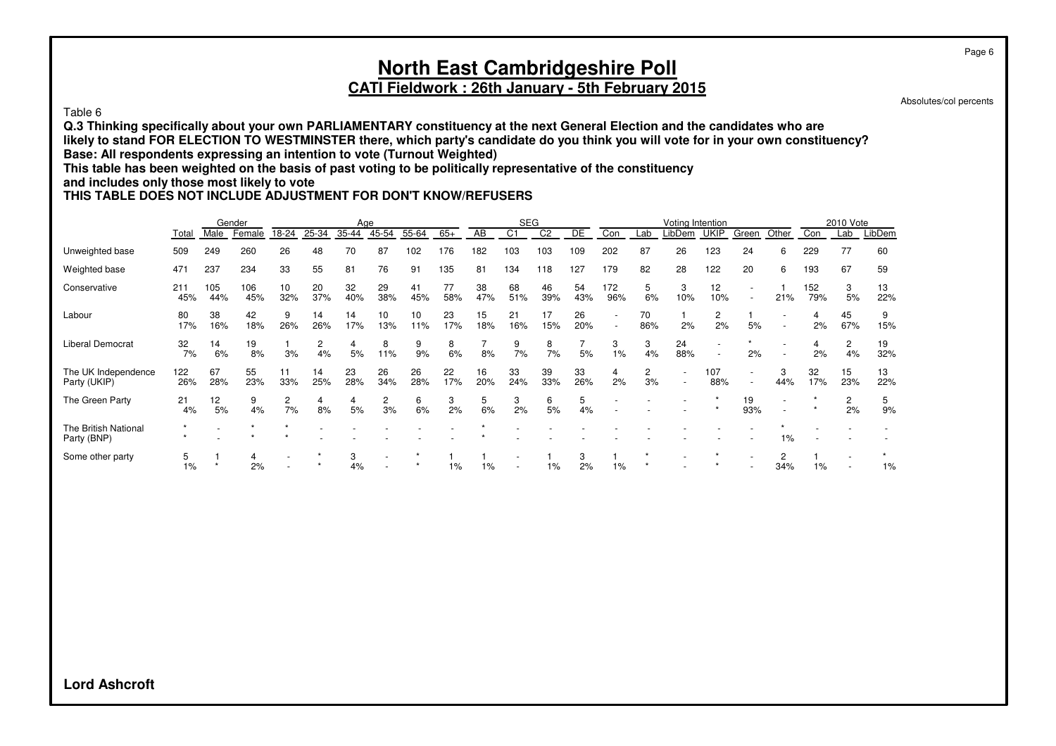# North East Cambridgeshire Poll

## CATI Fieldwork : 26th January - 5th February 2015

Absolutes/col percents

Table 6

**Q.3 Thinking specifically about your own PARLIAMENTARY constituency at the next General Election and the candidates who are likely to stand FOR ELECTION TO WESTMINSTER there, which party's candidate do you think you will vote for in your own constituency?**
**Base: All respondents expressing an intention to vote (Turnout Weighted)**
**This table has been weighted on the basis of past voting to be politically representative of the constituency and includes only those most likely to vote**
**THIS TABLE DOES NOT INCLUDE ADJUSTMENT FOR DON'T KNOW/REFUSERS**

| | | Gender | | Age | | | | | | SEG | | | | Voting Intention | | | | | | 2010 Vote | | |
|---|---|---|---|---|---|---|---|---|---|---|---|---|---|---|---|---|---|---|---|---|---|---|
| | Total | Male | Female | 18-24 | 25-34 | 35-44 | 45-54 | 55-64 | 65+ | AB | C1 | C2 | DE | Con | Lab | LibDem | UKIP | Green | Other | Con | Lab | LibDem |
| Unweighted base | 509 | 249 | 260 | 26 | 48 | 70 | 87 | 102 | 176 | 182 | 103 | 103 | 109 | 202 | 87 | 26 | 123 | 24 | 6 | 229 | 77 | 60 |
| Weighted base | 471 | 237 | 234 | 33 | 55 | 81 | 76 | 91 | 135 | 81 | 134 | 118 | 127 | 179 | 82 | 28 | 122 | 20 | 6 | 193 | 67 | 59 |
| Conservative | 211 | 105 | 106 | 10 | 20 | 32 | 29 | 41 | 77 | 38 | 68 | 46 | 54 | 172 | 5 | 3 | 12 | - | 1 | 152 | 3 | 13 |
| | 45% | 44% | 45% | 32% | 37% | 40% | 38% | 45% | 58% | 47% | 51% | 39% | 43% | 96% | 6% | 10% | 10% | - | 21% | 79% | 5% | 22% |
| Labour | 80 | 38 | 42 | 9 | 14 | 14 | 10 | 10 | 23 | 15 | 21 | 17 | 26 | - | 70 | 1 | 2 | 1 | - | 4 | 45 | 9 |
| | 17% | 16% | 18% | 26% | 26% | 17% | 13% | 11% | 17% | 18% | 16% | 15% | 20% | - | 86% | 2% | 2% | 5% | - | 2% | 67% | 15% |
| Liberal Democrat | 32 | 14 | 19 | 1 | 2 | 4 | 8 | 9 | 8 | 7 | 9 | 8 | 7 | 3 | 3 | 24 | - | * | - | 4 | 2 | 19 |
| | 7% | 6% | 8% | 3% | 4% | 5% | 11% | 9% | 6% | 8% | 7% | 7% | 5% | 1% | 4% | 88% | - | 2% | - | 2% | 4% | 32% |
| The UK Independence Party (UKIP) | 122 | 67 | 55 | 11 | 14 | 23 | 26 | 26 | 22 | 16 | 33 | 39 | 33 | 4 | 2 | - | 107 | - | 3 | 32 | 15 | 13 |
| | 26% | 28% | 23% | 33% | 25% | 28% | 34% | 28% | 17% | 20% | 24% | 33% | 26% | 2% | 3% | - | 88% | - | 44% | 17% | 23% | 22% |
| The Green Party | 21 | 12 | 9 | 2 | 4 | 4 | 2 | 6 | 3 | 5 | 3 | 6 | 5 | - | - | - | * | 19 | - | * | 2 | 5 |
| | 4% | 5% | 4% | 7% | 8% | 5% | 3% | 6% | 2% | 6% | 2% | 5% | 4% | - | - | - | * | 93% | - | * | 2% | 9% |
| The British National Party (BNP) | * | - | * | * | - | - | - | - | - | * | - | - | - | - | - | - | - | - | * | - | - | - |
| | * | - | * | * | - | - | - | - | - | * | - | - | - | - | - | - | - | - | 1% | - | - | - |
| Some other party | 5 | 1 | 4 | - | * | 3 | - | * | 1 | 1 | - | 1 | 3 | 1 | * | - | * | - | 2 | 1 | - | * |
| | 1% | * | 2% | - | * | 4% | - | * | 1% | 1% | - | 1% | 2% | 1% | * | - | * | - | 34% | 1% | - | 1% |

**Lord Ashcroft**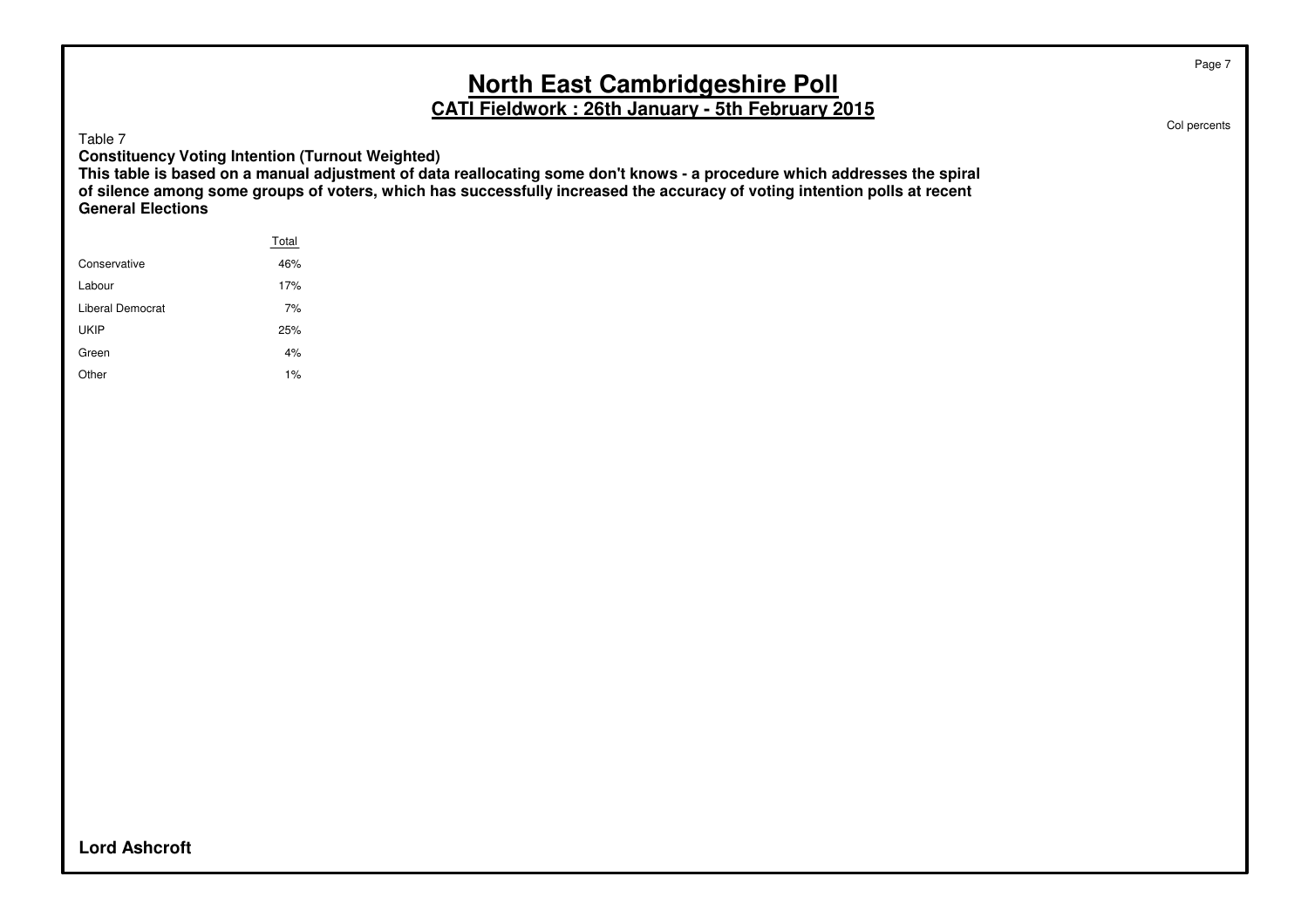# North East Cambridgeshire Poll

## CATI Fieldwork : 26th January - 5th February 2015

Col percents

Table 7

**Constituency Voting Intention (Turnout Weighted)**

**This table is based on a manual adjustment of data reallocating some don't knows - a procedure which addresses the spiral of silence among some groups of voters, which has successfully increased the accuracy of voting intention polls at recent General Elections**

| | Total |
|---|---|
| Conservative | 46% |
| Labour | 17% |
| Liberal Democrat | 7% |
| UKIP | 25% |
| Green | 4% |
| Other | 1% |

**Lord Ashcroft**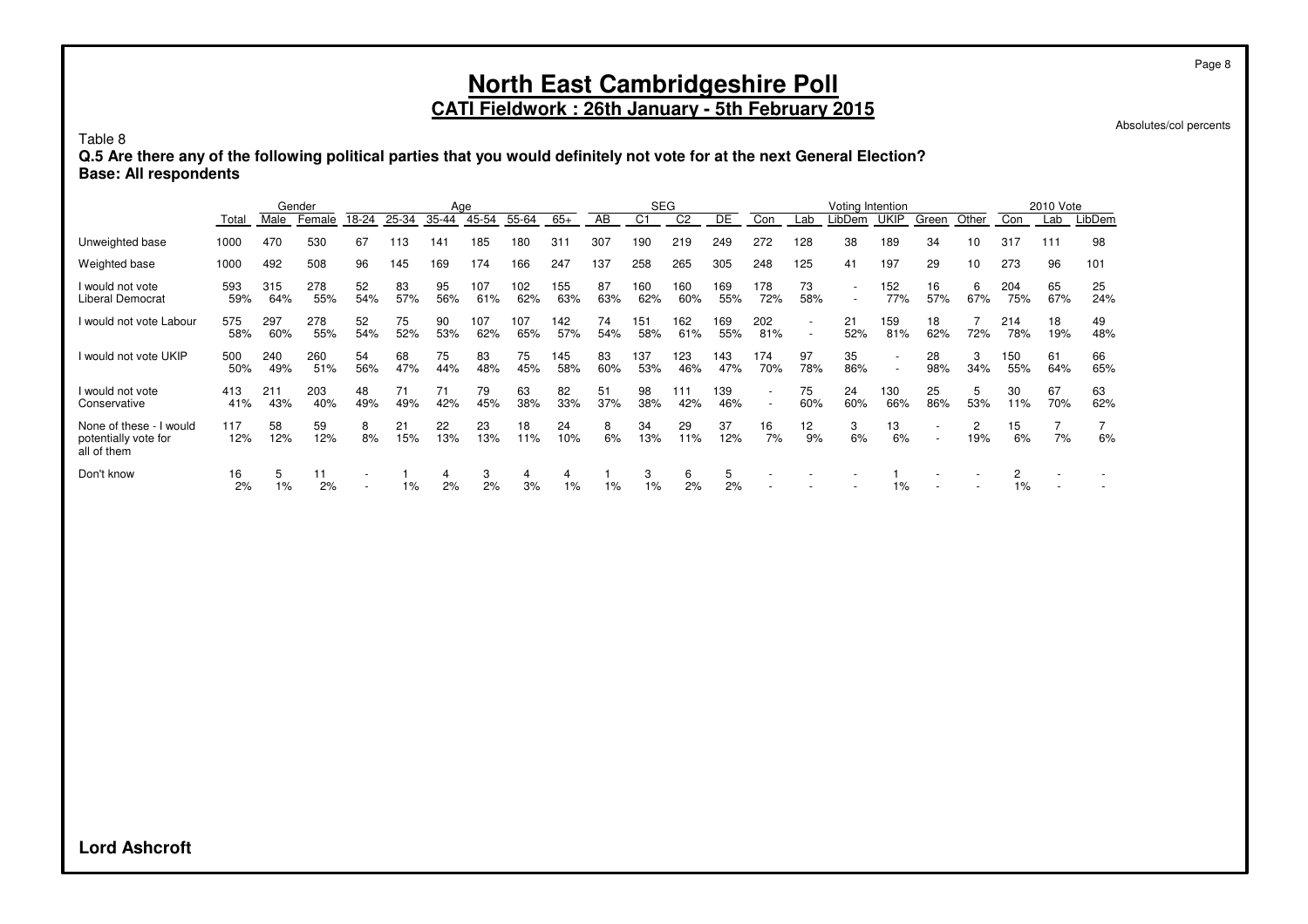# North East Cambridgeshire Poll

## CATI Fieldwork : 26th January - 5th February 2015

Absolutes/col percents

Table 8

**Q.5 Are there any of the following political parties that you would definitely not vote for at the next General Election?**
**Base: All respondents**

| | | Gender | | Age | | | | | | SEG | | | | Voting Intention | | | | | | 2010 Vote | | |
|---|---|---|---|---|---|---|---|---|---|---|---|---|---|---|---|---|---|---|---|---|---|---|
| | Total | Male | Female | 18-24 | 25-34 | 35-44 | 45-54 | 55-64 | 65+ | AB | C1 | C2 | DE | Con | Lab | LibDem | UKIP | Green | Other | Con | Lab | LibDem |
| Unweighted base | 1000 | 470 | 530 | 67 | 113 | 141 | 185 | 180 | 311 | 307 | 190 | 219 | 249 | 272 | 128 | 38 | 189 | 34 | 10 | 317 | 111 | 98 |
| Weighted base | 1000 | 492 | 508 | 96 | 145 | 169 | 174 | 166 | 247 | 137 | 258 | 265 | 305 | 248 | 125 | 41 | 197 | 29 | 10 | 273 | 96 | 101 |
| I would not vote Liberal Democrat | 593 | 315 | 278 | 52 | 83 | 95 | 107 | 102 | 155 | 87 | 160 | 160 | 169 | 178 | 73 | - | 152 | 16 | 6 | 204 | 65 | 25 |
| | 59% | 64% | 55% | 54% | 57% | 56% | 61% | 62% | 63% | 63% | 62% | 60% | 55% | 72% | 58% | - | 77% | 57% | 67% | 75% | 67% | 24% |
| I would not vote Labour | 575 | 297 | 278 | 52 | 75 | 90 | 107 | 107 | 142 | 74 | 151 | 162 | 169 | 202 | - | 21 | 159 | 18 | 7 | 214 | 18 | 49 |
| | 58% | 60% | 55% | 54% | 52% | 53% | 62% | 65% | 57% | 54% | 58% | 61% | 55% | 81% | - | 52% | 81% | 62% | 72% | 78% | 19% | 48% |
| I would not vote UKIP | 500 | 240 | 260 | 54 | 68 | 75 | 83 | 75 | 145 | 83 | 137 | 123 | 143 | 174 | 97 | 35 | - | 28 | 3 | 150 | 61 | 66 |
| | 50% | 49% | 51% | 56% | 47% | 44% | 48% | 45% | 58% | 60% | 53% | 46% | 47% | 70% | 78% | 86% | - | 98% | 34% | 55% | 64% | 65% |
| I would not vote Conservative | 413 | 211 | 203 | 48 | 71 | 71 | 79 | 63 | 82 | 51 | 98 | 111 | 139 | - | 75 | 24 | 130 | 25 | 5 | 30 | 67 | 63 |
| | 41% | 43% | 40% | 49% | 49% | 42% | 45% | 38% | 33% | 37% | 38% | 42% | 46% | - | 60% | 60% | 66% | 86% | 53% | 11% | 70% | 62% |
| None of these - I would potentially vote for all of them | 117 | 58 | 59 | 8 | 21 | 22 | 23 | 18 | 24 | 8 | 34 | 29 | 37 | 16 | 12 | 3 | 13 | - | 2 | 15 | 7 | 7 |
| | 12% | 12% | 12% | 8% | 15% | 13% | 13% | 11% | 10% | 6% | 13% | 11% | 12% | 7% | 9% | 6% | 6% | - | 19% | 6% | 7% | 6% |
| Don't know | 16 | 5 | 11 | - | 1 | 4 | 3 | 4 | 4 | 1 | 3 | 6 | 5 | - | - | - | 1 | - | - | 2 | - | - |
| | 2% | 1% | 2% | - | 1% | 2% | 2% | 3% | 1% | 1% | 1% | 2% | 2% | - | - | - | 1% | - | - | 1% | - | - |

**Lord Ashcroft**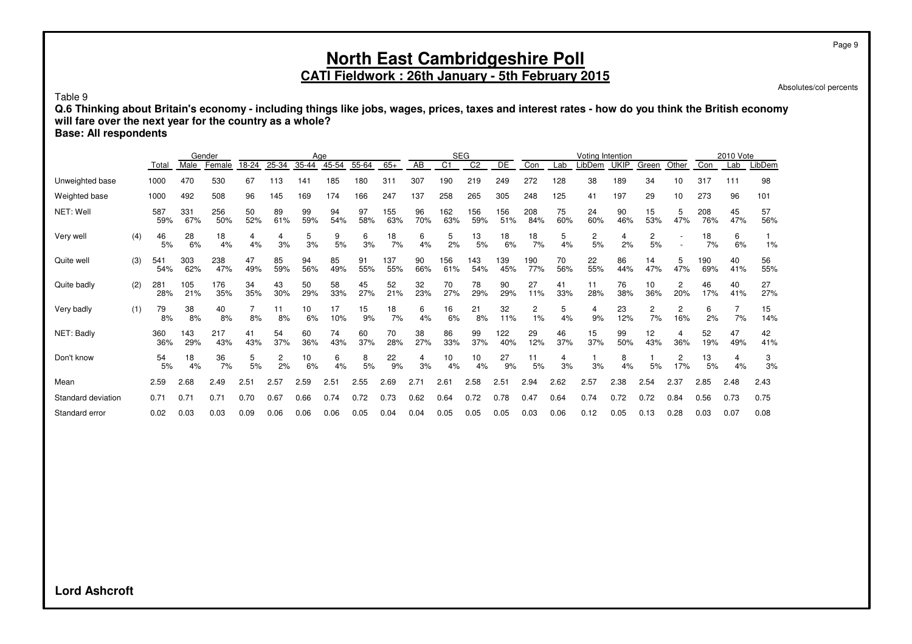# North East Cambridgeshire Poll

## CATI Fieldwork : 26th January - 5th February 2015

Absolutes/col percents

Table 9

**Q.6 Thinking about Britain's economy - including things like jobs, wages, prices, taxes and interest rates - how do you think the British economy will fare over the next year for the country as a whole?**

**Base: All respondents**

| | | | Gender | | Age | | | | | | SEG | | | | Voting Intention | | | | | | 2010 Vote | | |
|---|---|---|---|---|---|---|---|---|---|---|---|---|---|---|---|---|---|---|---|---|---|---|---|
| | | Total | Male | Female | 18-24 | 25-34 | 35-44 | 45-54 | 55-64 | 65+ | AB | C1 | C2 | DE | Con | Lab | LibDem | UKIP | Green | Other | Con | Lab | LibDem |
| Unweighted base | | 1000 | 470 | 530 | 67 | 113 | 141 | 185 | 180 | 311 | 307 | 190 | 219 | 249 | 272 | 128 | 38 | 189 | 34 | 10 | 317 | 111 | 98 |
| Weighted base | | 1000 | 492 | 508 | 96 | 145 | 169 | 174 | 166 | 247 | 137 | 258 | 265 | 305 | 248 | 125 | 41 | 197 | 29 | 10 | 273 | 96 | 101 |
| NET: Well | | 587 | 331 | 256 | 50 | 89 | 99 | 94 | 97 | 155 | 96 | 162 | 156 | 156 | 208 | 75 | 24 | 90 | 15 | 5 | 208 | 45 | 57 |
| | | 59% | 67% | 50% | 52% | 61% | 59% | 54% | 58% | 63% | 70% | 63% | 59% | 51% | 84% | 60% | 60% | 46% | 53% | 47% | 76% | 47% | 56% |
| Very well | (4) | 46 | 28 | 18 | 4 | 4 | 5 | 9 | 6 | 18 | 6 | 5 | 13 | 18 | 18 | 5 | 2 | 4 | 2 | - | 18 | 6 | 1 |
| | | 5% | 6% | 4% | 4% | 3% | 3% | 5% | 3% | 7% | 4% | 2% | 5% | 6% | 7% | 4% | 5% | 2% | 5% | - | 7% | 6% | 1% |
| Quite well | (3) | 541 | 303 | 238 | 47 | 85 | 94 | 85 | 91 | 137 | 90 | 156 | 143 | 139 | 190 | 70 | 22 | 86 | 14 | 5 | 190 | 40 | 56 |
| | | 54% | 62% | 47% | 49% | 59% | 56% | 49% | 55% | 55% | 66% | 61% | 54% | 45% | 77% | 56% | 55% | 44% | 47% | 47% | 69% | 41% | 55% |
| Quite badly | (2) | 281 | 105 | 176 | 34 | 43 | 50 | 58 | 45 | 52 | 32 | 70 | 78 | 90 | 27 | 41 | 11 | 76 | 10 | 2 | 46 | 40 | 27 |
| | | 28% | 21% | 35% | 35% | 30% | 29% | 33% | 27% | 21% | 23% | 27% | 29% | 29% | 11% | 33% | 28% | 38% | 36% | 20% | 17% | 41% | 27% |
| Very badly | (1) | 79 | 38 | 40 | 7 | 11 | 10 | 17 | 15 | 18 | 6 | 16 | 21 | 32 | 2 | 5 | 4 | 23 | 2 | 2 | 6 | 7 | 15 |
| | | 8% | 8% | 8% | 8% | 8% | 6% | 10% | 9% | 7% | 4% | 6% | 8% | 11% | 1% | 4% | 9% | 12% | 7% | 16% | 2% | 7% | 14% |
| NET: Badly | | 360 | 143 | 217 | 41 | 54 | 60 | 74 | 60 | 70 | 38 | 86 | 99 | 122 | 29 | 46 | 15 | 99 | 12 | 4 | 52 | 47 | 42 |
| | | 36% | 29% | 43% | 43% | 37% | 36% | 43% | 37% | 28% | 27% | 33% | 37% | 40% | 12% | 37% | 37% | 50% | 43% | 36% | 19% | 49% | 41% |
| Don't know | | 54 | 18 | 36 | 5 | 2 | 10 | 6 | 8 | 22 | 4 | 10 | 10 | 27 | 11 | 4 | 1 | 8 | 1 | 2 | 13 | 4 | 3 |
| | | 5% | 4% | 7% | 5% | 2% | 6% | 4% | 5% | 9% | 3% | 4% | 4% | 9% | 5% | 3% | 3% | 4% | 5% | 17% | 5% | 4% | 3% |
| Mean | | 2.59 | 2.68 | 2.49 | 2.51 | 2.57 | 2.59 | 2.51 | 2.55 | 2.69 | 2.71 | 2.61 | 2.58 | 2.51 | 2.94 | 2.62 | 2.57 | 2.38 | 2.54 | 2.37 | 2.85 | 2.48 | 2.43 |
| Standard deviation | | 0.71 | 0.71 | 0.71 | 0.70 | 0.67 | 0.66 | 0.74 | 0.72 | 0.73 | 0.62 | 0.64 | 0.72 | 0.78 | 0.47 | 0.64 | 0.74 | 0.72 | 0.72 | 0.84 | 0.56 | 0.73 | 0.75 |
| Standard error | | 0.02 | 0.03 | 0.03 | 0.09 | 0.06 | 0.06 | 0.06 | 0.05 | 0.04 | 0.04 | 0.05 | 0.05 | 0.05 | 0.03 | 0.06 | 0.12 | 0.05 | 0.13 | 0.28 | 0.03 | 0.07 | 0.08 |

**Lord Ashcroft**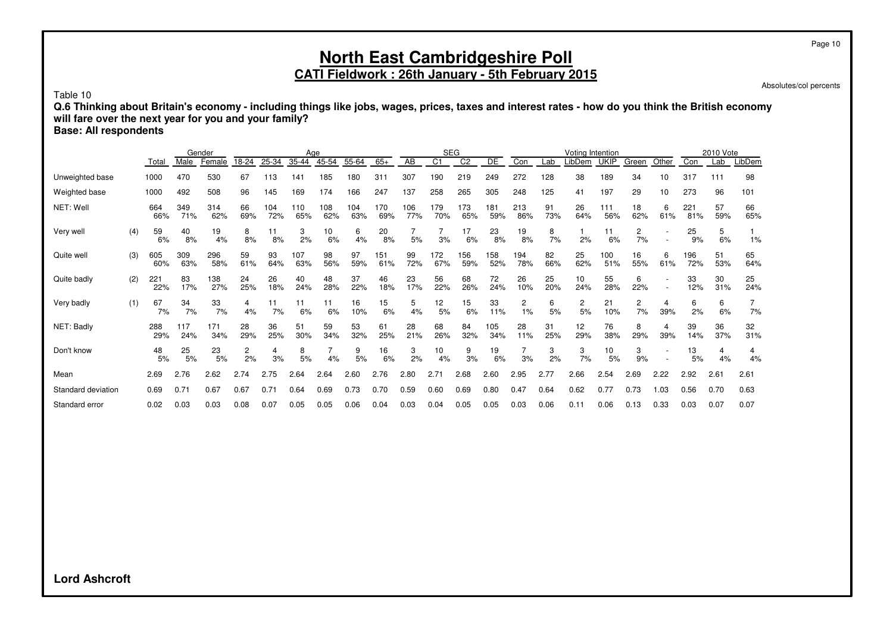# North East Cambridgeshire Poll

## CATI Fieldwork : 26th January - 5th February 2015

Absolutes/col percents

Table 10

**Q.6 Thinking about Britain's economy - including things like jobs, wages, prices, taxes and interest rates - how do you think the British economy will fare over the next year for you and your family?**

**Base: All respondents**

| | | | Gender | | Age | | | | | | SEG | | | | Voting Intention | | | | | | 2010 Vote | | |
|---|---|---|---|---|---|---|---|---|---|---|---|---|---|---|---|---|---|---|---|---|---|---|---|
| | | Total | Male | Female | 18-24 | 25-34 | 35-44 | 45-54 | 55-64 | 65+ | AB | C1 | C2 | DE | Con | Lab | LibDem | UKIP | Green | Other | Con | Lab | LibDem |
| Unweighted base | | 1000 | 470 | 530 | 67 | 113 | 141 | 185 | 180 | 311 | 307 | 190 | 219 | 249 | 272 | 128 | 38 | 189 | 34 | 10 | 317 | 111 | 98 |
| Weighted base | | 1000 | 492 | 508 | 96 | 145 | 169 | 174 | 166 | 247 | 137 | 258 | 265 | 305 | 248 | 125 | 41 | 197 | 29 | 10 | 273 | 96 | 101 |
| NET: Well | | 664 | 349 | 314 | 66 | 104 | 110 | 108 | 104 | 170 | 106 | 179 | 173 | 181 | 213 | 91 | 26 | 111 | 18 | 6 | 221 | 57 | 66 |
| | | 66% | 71% | 62% | 69% | 72% | 65% | 62% | 63% | 69% | 77% | 70% | 65% | 59% | 86% | 73% | 64% | 56% | 62% | 61% | 81% | 59% | 65% |
| Very well | (4) | 59 | 40 | 19 | 8 | 11 | 3 | 10 | 6 | 20 | 7 | 7 | 17 | 23 | 19 | 8 | 1 | 11 | 2 | - | 25 | 5 | 1 |
| | | 6% | 8% | 4% | 8% | 8% | 2% | 6% | 4% | 8% | 5% | 3% | 6% | 8% | 8% | 7% | 2% | 6% | 7% | - | 9% | 6% | 1% |
| Quite well | (3) | 605 | 309 | 296 | 59 | 93 | 107 | 98 | 97 | 151 | 99 | 172 | 156 | 158 | 194 | 82 | 25 | 100 | 16 | 6 | 196 | 51 | 65 |
| | | 60% | 63% | 58% | 61% | 64% | 63% | 56% | 59% | 61% | 72% | 67% | 59% | 52% | 78% | 66% | 62% | 51% | 55% | 61% | 72% | 53% | 64% |
| Quite badly | (2) | 221 | 83 | 138 | 24 | 26 | 40 | 48 | 37 | 46 | 23 | 56 | 68 | 72 | 26 | 25 | 10 | 55 | 6 | - | 33 | 30 | 25 |
| | | 22% | 17% | 27% | 25% | 18% | 24% | 28% | 22% | 18% | 17% | 22% | 26% | 24% | 10% | 20% | 24% | 28% | 22% | - | 12% | 31% | 24% |
| Very badly | (1) | 67 | 34 | 33 | 4 | 11 | 11 | 11 | 16 | 15 | 5 | 12 | 15 | 33 | 2 | 6 | 2 | 21 | 2 | 4 | 6 | 6 | 7 |
| | | 7% | 7% | 7% | 4% | 7% | 6% | 6% | 10% | 6% | 4% | 5% | 6% | 11% | 1% | 5% | 5% | 10% | 7% | 39% | 2% | 6% | 7% |
| NET: Badly | | 288 | 117 | 171 | 28 | 36 | 51 | 59 | 53 | 61 | 28 | 68 | 84 | 105 | 28 | 31 | 12 | 76 | 8 | 4 | 39 | 36 | 32 |
| | | 29% | 24% | 34% | 29% | 25% | 30% | 34% | 32% | 25% | 21% | 26% | 32% | 34% | 11% | 25% | 29% | 38% | 29% | 39% | 14% | 37% | 31% |
| Don't know | | 48 | 25 | 23 | 2 | 4 | 8 | 7 | 9 | 16 | 3 | 10 | 9 | 19 | 7 | 3 | 3 | 10 | 3 | - | 13 | 4 | 4 |
| | | 5% | 5% | 5% | 2% | 3% | 5% | 4% | 5% | 6% | 2% | 4% | 3% | 6% | 3% | 2% | 7% | 5% | 9% | - | 5% | 4% | 4% |
| Mean | | 2.69 | 2.76 | 2.62 | 2.74 | 2.75 | 2.64 | 2.64 | 2.60 | 2.76 | 2.80 | 2.71 | 2.68 | 2.60 | 2.95 | 2.77 | 2.66 | 2.54 | 2.69 | 2.22 | 2.92 | 2.61 | 2.61 |
| Standard deviation | | 0.69 | 0.71 | 0.67 | 0.67 | 0.71 | 0.64 | 0.69 | 0.73 | 0.70 | 0.59 | 0.60 | 0.69 | 0.80 | 0.47 | 0.64 | 0.62 | 0.77 | 0.73 | 1.03 | 0.56 | 0.70 | 0.63 |
| Standard error | | 0.02 | 0.03 | 0.03 | 0.08 | 0.07 | 0.05 | 0.05 | 0.06 | 0.04 | 0.03 | 0.04 | 0.05 | 0.05 | 0.03 | 0.06 | 0.11 | 0.06 | 0.13 | 0.33 | 0.03 | 0.07 | 0.07 |

**Lord Ashcroft**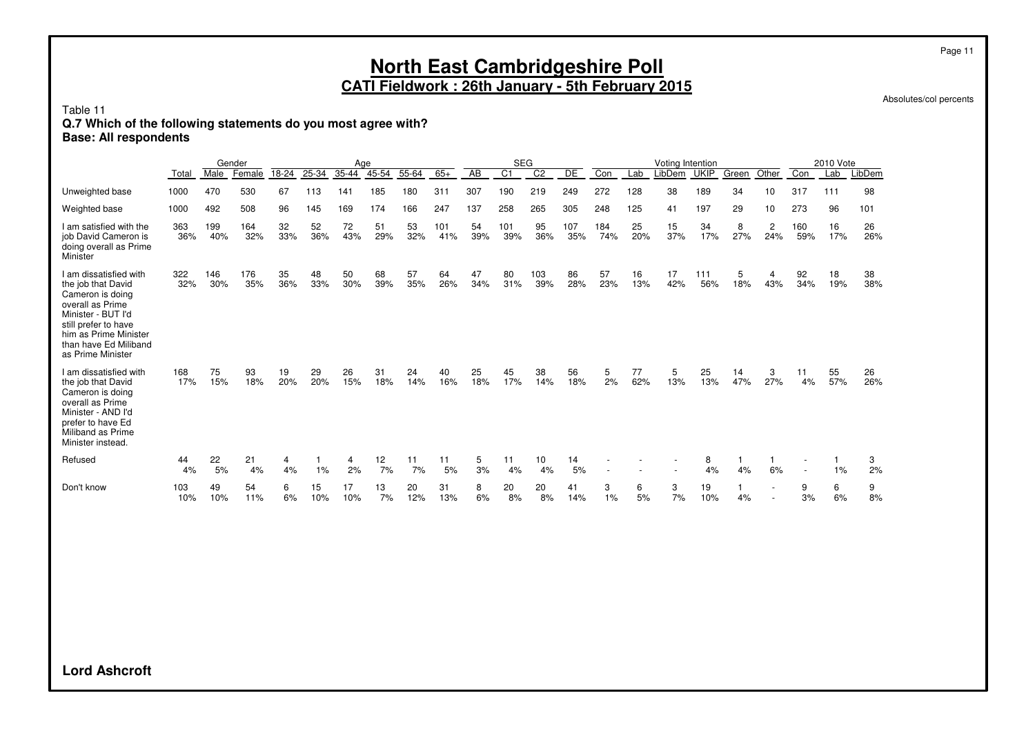# North East Cambridgeshire Poll

## CATI Fieldwork : 26th January - 5th February 2015

Absolutes/col percents

Table 11

**Q.7 Which of the following statements do you most agree with?**

**Base: All respondents**

| | | Gender | | Age | | | | | | SEG | | | | Voting Intention | | | | | | 2010 Vote | | |
|---|---|---|---|---|---|---|---|---|---|---|---|---|---|---|---|---|---|---|---|---|---|---|
| | Total | Male | Female | 18-24 | 25-34 | 35-44 | 45-54 | 55-64 | 65+ | AB | C1 | C2 | DE | Con | Lab | LibDem | UKIP | Green | Other | Con | Lab | LibDem |
| Unweighted base | 1000 | 470 | 530 | 67 | 113 | 141 | 185 | 180 | 311 | 307 | 190 | 219 | 249 | 272 | 128 | 38 | 189 | 34 | 10 | 317 | 111 | 98 |
| Weighted base | 1000 | 492 | 508 | 96 | 145 | 169 | 174 | 166 | 247 | 137 | 258 | 265 | 305 | 248 | 125 | 41 | 197 | 29 | 10 | 273 | 96 | 101 |
| I am satisfied with the job David Cameron is doing overall as Prime Minister | 363 | 199 | 164 | 32 | 52 | 72 | 51 | 53 | 101 | 54 | 101 | 95 | 107 | 184 | 25 | 15 | 34 | 8 | 2 | 160 | 16 | 26 |
| | 36% | 40% | 32% | 33% | 36% | 43% | 29% | 32% | 41% | 39% | 39% | 36% | 35% | 74% | 20% | 37% | 17% | 27% | 24% | 59% | 17% | 26% |
| I am dissatisfied with the job that David Cameron is doing overall as Prime Minister - BUT I'd still prefer to have him as Prime Minister than have Ed Miliband as Prime Minister | 322 | 146 | 176 | 35 | 48 | 50 | 68 | 57 | 64 | 47 | 80 | 103 | 86 | 57 | 16 | 17 | 111 | 5 | 4 | 92 | 18 | 38 |
| | 32% | 30% | 35% | 36% | 33% | 30% | 39% | 35% | 26% | 34% | 31% | 39% | 28% | 23% | 13% | 42% | 56% | 18% | 43% | 34% | 19% | 38% |
| I am dissatisfied with the job that David Cameron is doing overall as Prime Minister - AND I'd prefer to have Ed Miliband as Prime Minister instead. | 168 | 75 | 93 | 19 | 29 | 26 | 31 | 24 | 40 | 25 | 45 | 38 | 56 | 5 | 77 | 5 | 25 | 14 | 3 | 11 | 55 | 26 |
| | 17% | 15% | 18% | 20% | 20% | 15% | 18% | 14% | 16% | 18% | 17% | 14% | 18% | 2% | 62% | 13% | 13% | 47% | 27% | 4% | 57% | 26% |
| Refused | 44 | 22 | 21 | 4 | 1 | 4 | 12 | 11 | 11 | 5 | 11 | 10 | 14 | - | - | - | 8 | 1 | 1 | - | 1 | 3 |
| | 4% | 5% | 4% | 4% | 1% | 2% | 7% | 7% | 5% | 3% | 4% | 4% | 5% | - | - | - | 4% | 4% | 6% | - | 1% | 2% |
| Don't know | 103 | 49 | 54 | 6 | 15 | 17 | 13 | 20 | 31 | 8 | 20 | 20 | 41 | 3 | 6 | 3 | 19 | 1 | - | 9 | 6 | 9 |
| | 10% | 10% | 11% | 6% | 10% | 10% | 7% | 12% | 13% | 6% | 8% | 8% | 14% | 1% | 5% | 7% | 10% | 4% | - | 3% | 6% | 8% |

**Lord Ashcroft**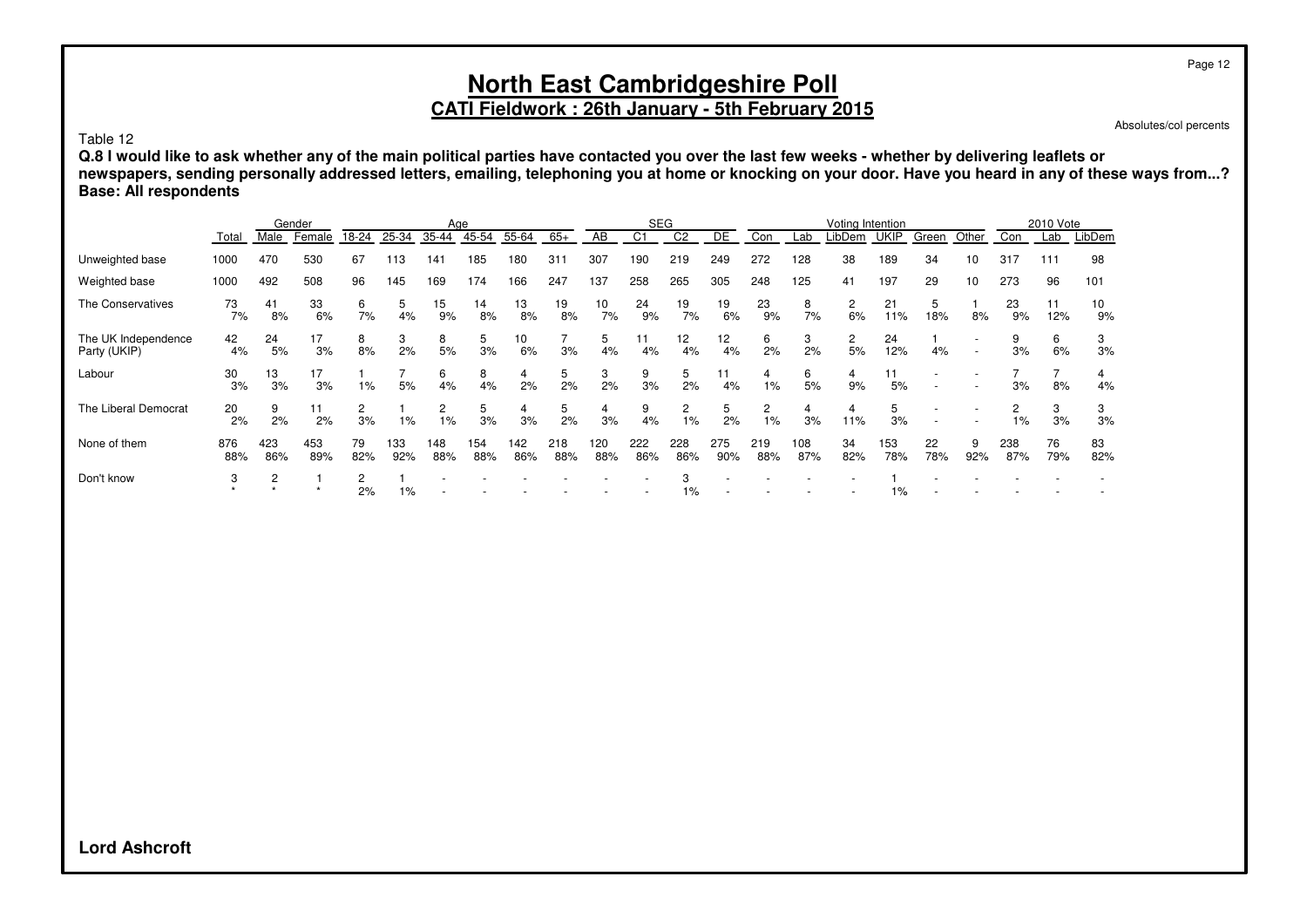# North East Cambridgeshire Poll

**CATI Fieldwork : 26th January - 5th February 2015**

Absolutes/col percents

Table 12

**Q.8 I would like to ask whether any of the main political parties have contacted you over the last few weeks - whether by delivering leaflets or newspapers, sending personally addressed letters, emailing, telephoning you at home or knocking on your door. Have you heard in any of these ways from...?**
**Base: All respondents**

| | | Gender | | Age | | | | | | SEG | | | | Voting Intention | | | | | | 2010 Vote | | |
|---|---|---|---|---|---|---|---|---|---|---|---|---|---|---|---|---|---|---|---|---|---|---|
| | Total | Male | Female | 18-24 | 25-34 | 35-44 | 45-54 | 55-64 | 65+ | AB | C1 | C2 | DE | Con | Lab | LibDem | UKIP | Green | Other | Con | Lab | LibDem |
| Unweighted base | 1000 | 470 | 530 | 67 | 113 | 141 | 185 | 180 | 311 | 307 | 190 | 219 | 249 | 272 | 128 | 38 | 189 | 34 | 10 | 317 | 111 | 98 |
| Weighted base | 1000 | 492 | 508 | 96 | 145 | 169 | 174 | 166 | 247 | 137 | 258 | 265 | 305 | 248 | 125 | 41 | 197 | 29 | 10 | 273 | 96 | 101 |
| The Conservatives | 73 | 41 | 33 | 6 | 5 | 15 | 14 | 13 | 19 | 10 | 24 | 19 | 19 | 23 | 8 | 2 | 21 | 5 | 1 | 23 | 11 | 10 |
| | 7% | 8% | 6% | 7% | 4% | 9% | 8% | 8% | 8% | 7% | 9% | 7% | 6% | 9% | 7% | 6% | 11% | 18% | 8% | 9% | 12% | 9% |
| The UK Independence Party (UKIP) | 42 | 24 | 17 | 8 | 3 | 8 | 5 | 10 | 7 | 5 | 11 | 12 | 12 | 6 | 3 | 2 | 24 | 1 | - | 9 | 6 | 3 |
| | 4% | 5% | 3% | 8% | 2% | 5% | 3% | 6% | 3% | 4% | 4% | 4% | 4% | 2% | 2% | 5% | 12% | 4% | - | 3% | 6% | 3% |
| Labour | 30 | 13 | 17 | 1 | 7 | 6 | 8 | 4 | 5 | 3 | 9 | 5 | 11 | 4 | 6 | 4 | 11 | - | - | 7 | 7 | 4 |
| | 3% | 3% | 3% | 1% | 5% | 4% | 4% | 2% | 2% | 2% | 3% | 2% | 4% | 1% | 5% | 9% | 5% | - | - | 3% | 8% | 4% |
| The Liberal Democrat | 20 | 9 | 11 | 2 | 1 | 2 | 5 | 4 | 5 | 4 | 9 | 2 | 5 | 2 | 4 | 4 | 5 | - | - | 2 | 3 | 3 |
| | 2% | 2% | 2% | 3% | 1% | 1% | 3% | 3% | 2% | 3% | 4% | 1% | 2% | 1% | 3% | 11% | 3% | - | - | 1% | 3% | 3% |
| None of them | 876 | 423 | 453 | 79 | 133 | 148 | 154 | 142 | 218 | 120 | 222 | 228 | 275 | 219 | 108 | 34 | 153 | 22 | 9 | 238 | 76 | 83 |
| | 88% | 86% | 89% | 82% | 92% | 88% | 88% | 86% | 88% | 88% | 86% | 86% | 90% | 88% | 87% | 82% | 78% | 78% | 92% | 87% | 79% | 82% |
| Don't know | 3 | 2 | 1 | 2 | 1 | - | - | - | - | - | - | 3 | - | - | - | - | 1 | - | - | - | - | - |
| | * | * | * | 2% | 1% | - | - | - | - | - | - | 1% | - | - | - | - | 1% | - | - | - | - | - |

**Lord Ashcroft**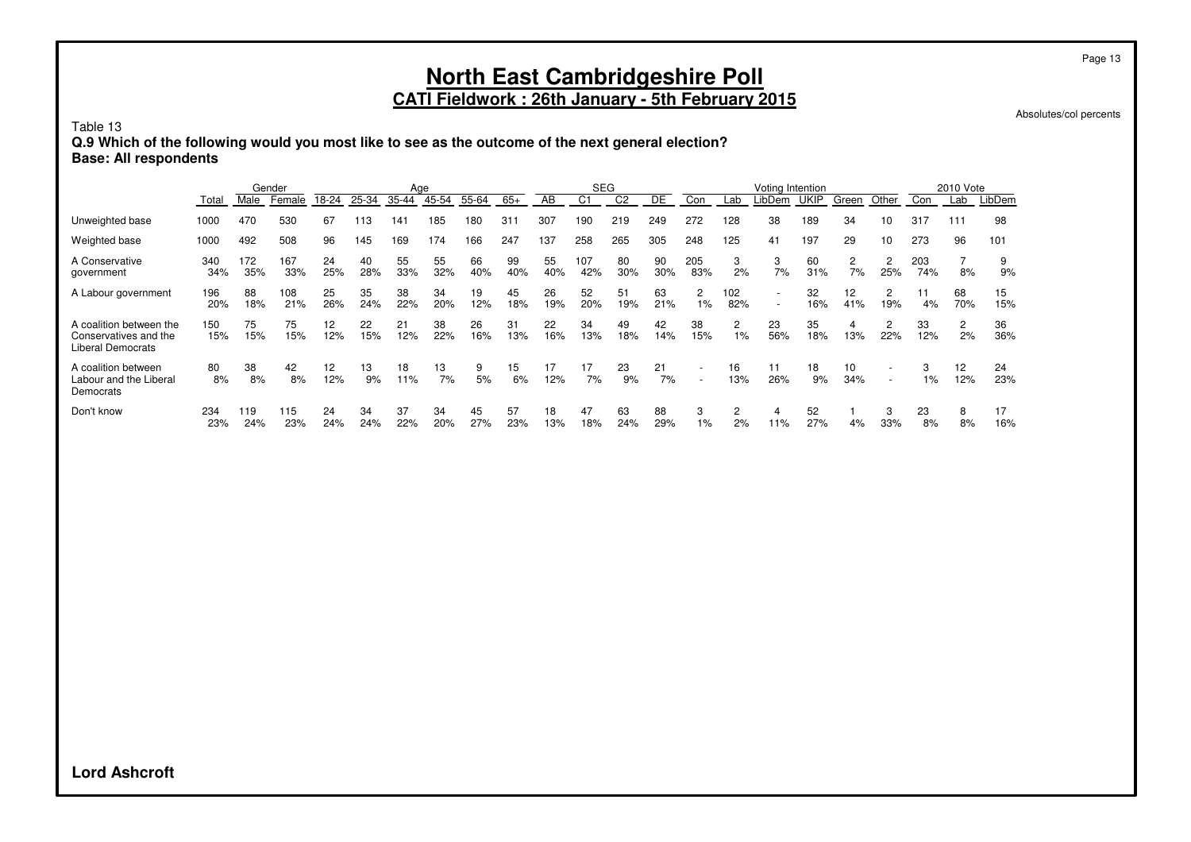# North East Cambridgeshire Poll

## CATI Fieldwork : 26th January - 5th February 2015

Absolutes/col percents

Table 13

**Q.9 Which of the following would you most like to see as the outcome of the next general election?**

**Base: All respondents**

| | | Gender | | Age | | | | | | SEG | | | | Voting Intention | | | | | | 2010 Vote | | |
|---|---|---|---|---|---|---|---|---|---|---|---|---|---|---|---|---|---|---|---|---|---|---|
| | Total | Male | Female | 18-24 | 25-34 | 35-44 | 45-54 | 55-64 | 65+ | AB | C1 | C2 | DE | Con | Lab | LibDem | UKIP | Green | Other | Con | Lab | LibDem |
| Unweighted base | 1000 | 470 | 530 | 67 | 113 | 141 | 185 | 180 | 311 | 307 | 190 | 219 | 249 | 272 | 128 | 38 | 189 | 34 | 10 | 317 | 111 | 98 |
| Weighted base | 1000 | 492 | 508 | 96 | 145 | 169 | 174 | 166 | 247 | 137 | 258 | 265 | 305 | 248 | 125 | 41 | 197 | 29 | 10 | 273 | 96 | 101 |
| A Conservative government | 340 | 172 | 167 | 24 | 40 | 55 | 55 | 66 | 99 | 55 | 107 | 80 | 90 | 205 | 3 | 3 | 60 | 2 | 2 | 203 | 7 | 9 |
| | 34% | 35% | 33% | 25% | 28% | 33% | 32% | 40% | 40% | 40% | 42% | 30% | 30% | 83% | 2% | 7% | 31% | 7% | 25% | 74% | 8% | 9% |
| A Labour government | 196 | 88 | 108 | 25 | 35 | 38 | 34 | 19 | 45 | 26 | 52 | 51 | 63 | 2 | 102 | - | 32 | 12 | 2 | 11 | 68 | 15 |
| | 20% | 18% | 21% | 26% | 24% | 22% | 20% | 12% | 18% | 19% | 20% | 19% | 21% | 1% | 82% | - | 16% | 41% | 19% | 4% | 70% | 15% |
| A coalition between the Conservatives and the Liberal Democrats | 150 | 75 | 75 | 12 | 22 | 21 | 38 | 26 | 31 | 22 | 34 | 49 | 42 | 38 | 2 | 23 | 35 | 4 | 2 | 33 | 2 | 36 |
| | 15% | 15% | 15% | 12% | 15% | 12% | 22% | 16% | 13% | 16% | 13% | 18% | 14% | 15% | 1% | 56% | 18% | 13% | 22% | 12% | 2% | 36% |
| A coalition between Labour and the Liberal Democrats | 80 | 38 | 42 | 12 | 13 | 18 | 13 | 9 | 15 | 17 | 17 | 23 | 21 | - | 16 | 11 | 18 | 10 | - | 3 | 12 | 24 |
| | 8% | 8% | 8% | 12% | 9% | 11% | 7% | 5% | 6% | 12% | 7% | 9% | 7% | - | 13% | 26% | 9% | 34% | - | 1% | 12% | 23% |
| Don't know | 234 | 119 | 115 | 24 | 34 | 37 | 34 | 45 | 57 | 18 | 47 | 63 | 88 | 3 | 2 | 4 | 52 | 1 | 3 | 23 | 8 | 17 |
| | 23% | 24% | 23% | 24% | 24% | 22% | 20% | 27% | 23% | 13% | 18% | 24% | 29% | 1% | 2% | 11% | 27% | 4% | 33% | 8% | 8% | 16% |

**Lord Ashcroft**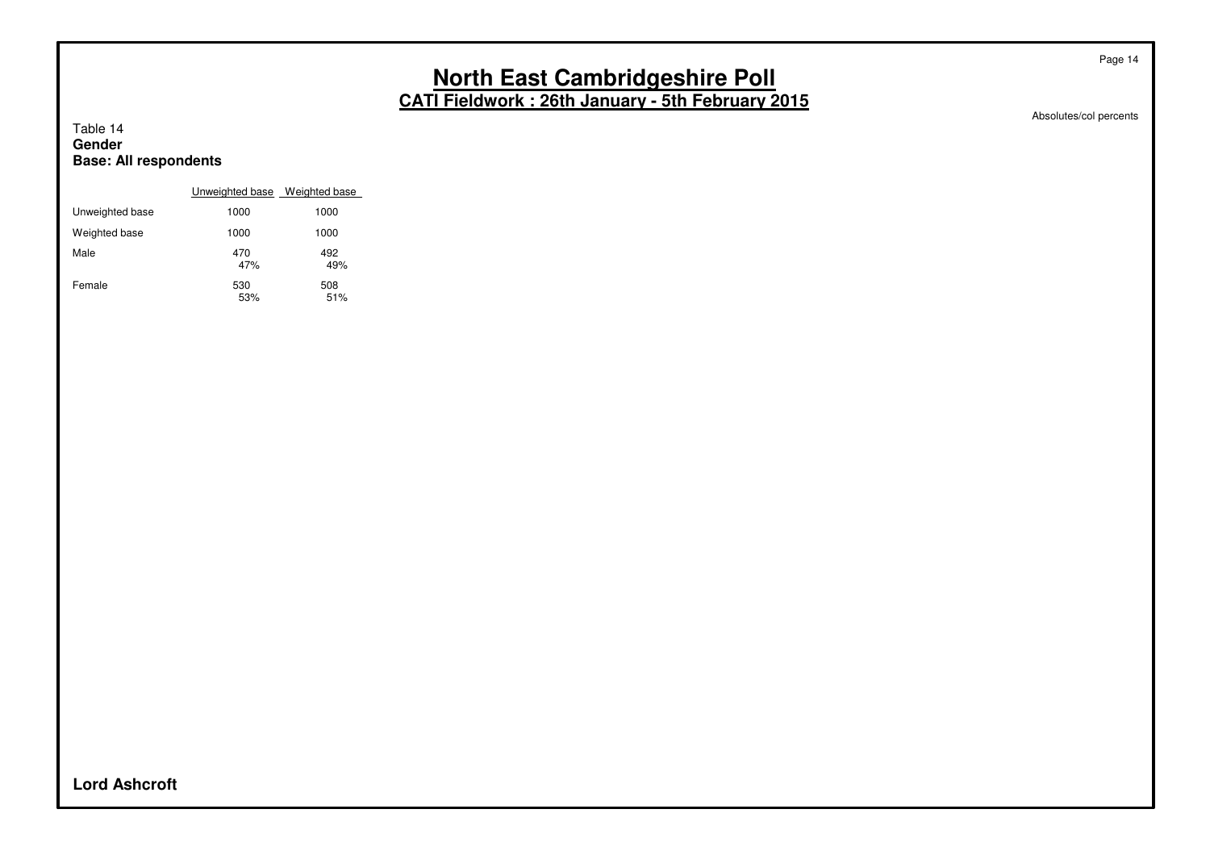# North East Cambridgeshire Poll

## CATI Fieldwork : 26th January - 5th February 2015

Absolutes/col percents

Table 14
**Gender**
**Base: All respondents**

| | Unweighted base | Weighted base |
|---|---|---|
| Unweighted base | 1000 | 1000 |
| Weighted base | 1000 | 1000 |
| Male | 470<br>47% | 492<br>49% |
| Female | 530<br>53% | 508<br>51% |

**Lord Ashcroft**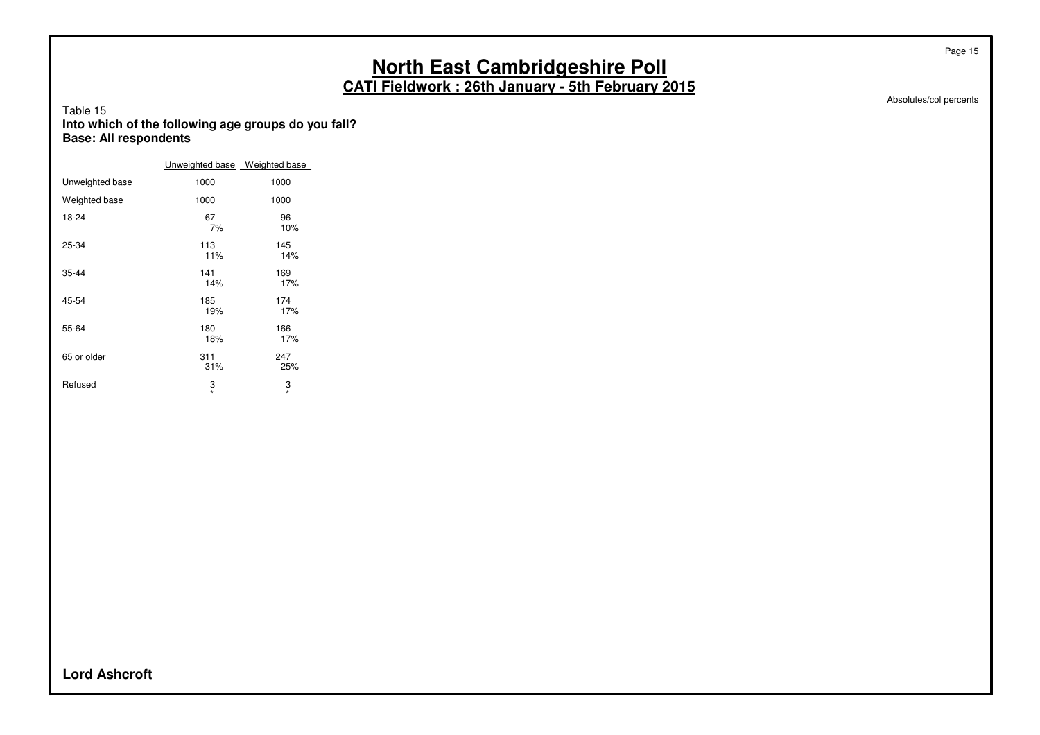# North East Cambridgeshire Poll

## CATI Fieldwork : 26th January - 5th February 2015

Absolutes/col percents

Table 15
**Into which of the following age groups do you fall?**
**Base: All respondents**

| | Unweighted base | Weighted base |
|---|---|---|
| Unweighted base | 1000 | 1000 |
| Weighted base | 1000 | 1000 |
| 18-24 | 67<br>7% | 96<br>10% |
| 25-34 | 113<br>11% | 145<br>14% |
| 35-44 | 141<br>14% | 169<br>17% |
| 45-54 | 185<br>19% | 174<br>17% |
| 55-64 | 180<br>18% | 166<br>17% |
| 65 or older | 311<br>31% | 247<br>25% |
| Refused | 3<br>* | 3<br>* |

**Lord Ashcroft**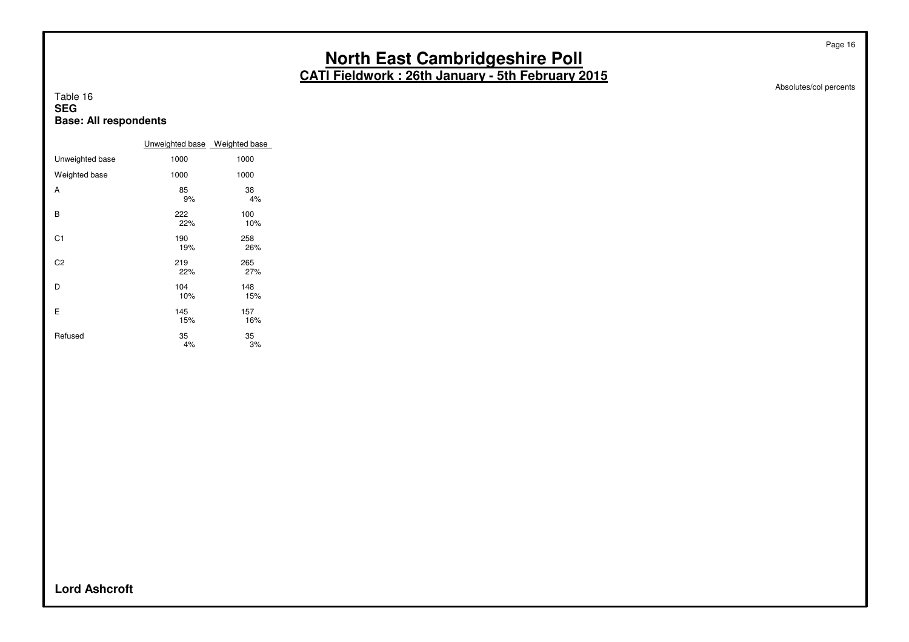# North East Cambridgeshire Poll

## CATI Fieldwork : 26th January - 5th February 2015

Absolutes/col percents

Table 16
**SEG**
**Base: All respondents**

| | Unweighted base | Weighted base |
|---|---|---|
| Unweighted base | 1000 | 1000 |
| Weighted base | 1000 | 1000 |
| A | 85<br>9% | 38<br>4% |
| B | 222<br>22% | 100<br>10% |
| C1 | 190<br>19% | 258<br>26% |
| C2 | 219<br>22% | 265<br>27% |
| D | 104<br>10% | 148<br>15% |
| E | 145<br>15% | 157<br>16% |
| Refused | 35<br>4% | 35<br>3% |

**Lord Ashcroft**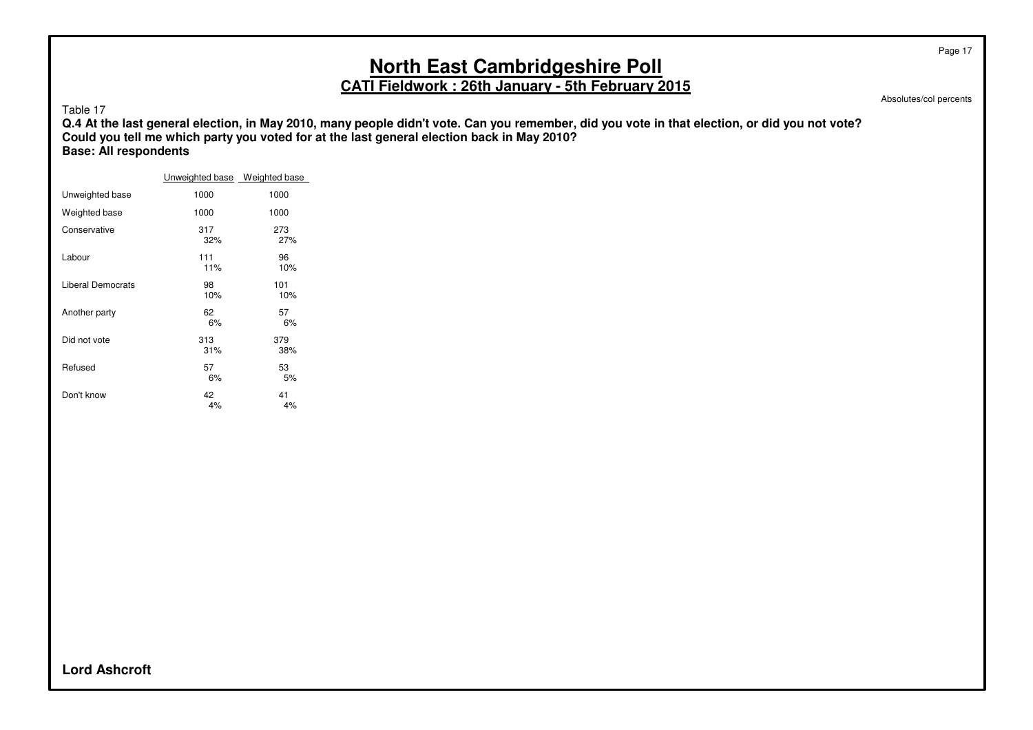# North East Cambridgeshire Poll

## CATI Fieldwork : 26th January - 5th February 2015

Absolutes/col percents

Table 17

**Q.4 At the last general election, in May 2010, many people didn't vote. Can you remember, did you vote in that election, or did you not vote? Could you tell me which party you voted for at the last general election back in May 2010?**
**Base: All respondents**

| | Unweighted base | Weighted base |
|---|---|---|
| Unweighted base | 1000 | 1000 |
| Weighted base | 1000 | 1000 |
| Conservative | 317<br>32% | 273<br>27% |
| Labour | 111<br>11% | 96<br>10% |
| Liberal Democrats | 98<br>10% | 101<br>10% |
| Another party | 62<br>6% | 57<br>6% |
| Did not vote | 313<br>31% | 379<br>38% |
| Refused | 57<br>6% | 53<br>5% |
| Don't know | 42<br>4% | 41<br>4% |

**Lord Ashcroft**